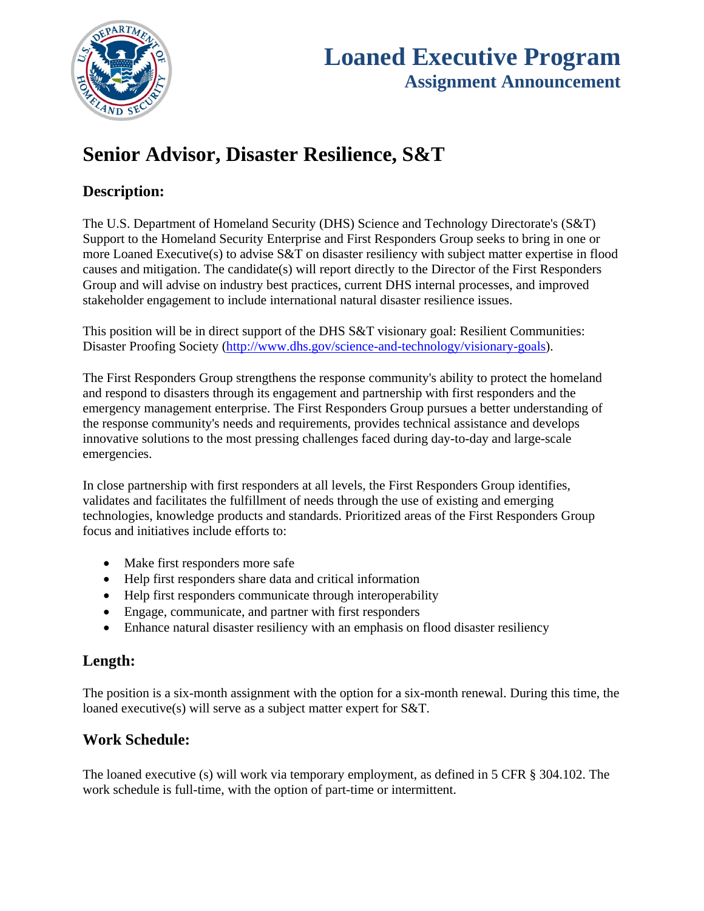# Loaned Executive Program

## Assignment Announcement

# Senior Advisor, Disaster Resilience, S&T

## Description:

The U.S. Department of Homeland Security (DHS) Science and Technology Directorate's (S&T) Support to the Homeland Security Enterprise and First Responders Group seeks to bring in one or more Loaned Executive(s) to advise S&T on disaster resiliency with subject matter expertise in flood causes and mitigation. The candidate(s) will report directly to the Director of the First Responders Group and will advise on industry best practices, current DHS internal processes, and improved stakeholder engagement to include international natural disaster resilience issues.

This position will be in direct support of the DHS S&T visionary goal: Resilient Communities: Disaster Proofing Society (http://www.dhs.gov/science-and-technology/visionary-goals).

The First Responders Group strengthens the response community's ability to protect the homeland and respond to disasters through its engagement and partnership with first responders and the emergency management enterprise. The First Responders Group pursues a better understanding of the response community's needs and requirements, provides technical assistance and develops innovative solutions to the most pressing challenges faced during day-to-day and large-scale emergencies.

In close partnership with first responders at all levels, the First Responders Group identifies, validates and facilitates the fulfillment of needs through the use of existing and emerging technologies, knowledge products and standards. Prioritized areas of the First Responders Group focus and initiatives include efforts to:

- Make first responders more safe
- Help first responders share data and critical information
- Help first responders communicate through interoperability
- Engage, communicate, and partner with first responders
- Enhance natural disaster resiliency with an emphasis on flood disaster resiliency

## Length:

The position is a six-month assignment with the option for a six-month renewal. During this time, the loaned executive(s) will serve as a subject matter expert for S&T.

## Work Schedule:

The loaned executive (s) will work via temporary employment, as defined in 5 CFR § 304.102. The work schedule is full-time, with the option of part-time or intermittent.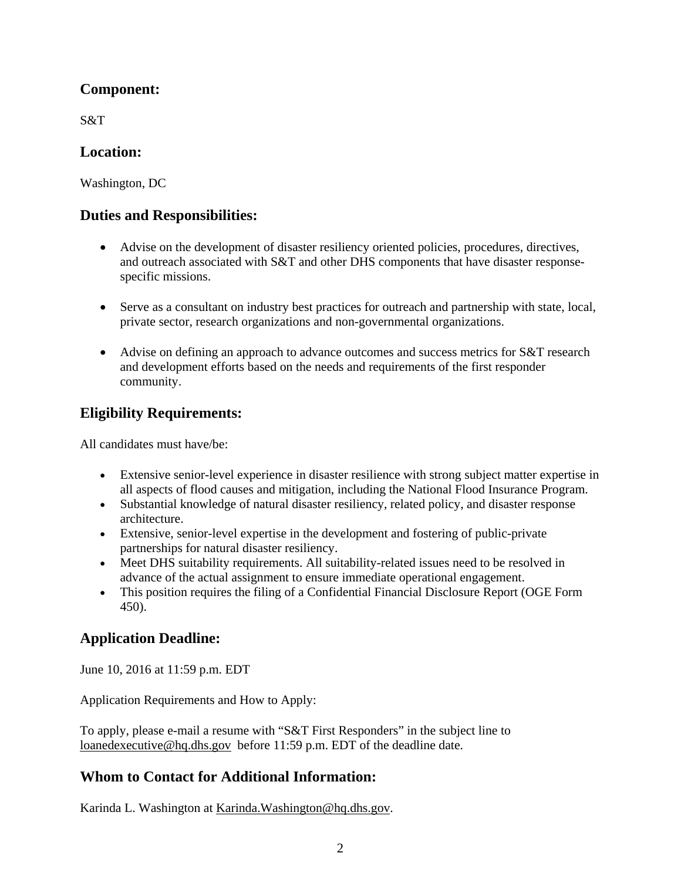## Component:

S&T

## Location:

Washington, DC

## Duties and Responsibilities:

- Advise on the development of disaster resiliency oriented policies, procedures, directives, and outreach associated with S&T and other DHS components that have disaster response-specific missions.
- Serve as a consultant on industry best practices for outreach and partnership with state, local, private sector, research organizations and non-governmental organizations.
- Advise on defining an approach to advance outcomes and success metrics for S&T research and development efforts based on the needs and requirements of the first responder community.

## Eligibility Requirements:

All candidates must have/be:

- Extensive senior-level experience in disaster resilience with strong subject matter expertise in all aspects of flood causes and mitigation, including the National Flood Insurance Program.
- Substantial knowledge of natural disaster resiliency, related policy, and disaster response architecture.
- Extensive, senior-level expertise in the development and fostering of public-private partnerships for natural disaster resiliency.
- Meet DHS suitability requirements. All suitability-related issues need to be resolved in advance of the actual assignment to ensure immediate operational engagement.
- This position requires the filing of a Confidential Financial Disclosure Report (OGE Form 450).

## Application Deadline:

June 10, 2016 at 11:59 p.m. EDT

Application Requirements and How to Apply:

To apply, please e-mail a resume with "S&T First Responders" in the subject line to loanedexecutive@hq.dhs.gov before 11:59 p.m. EDT of the deadline date.

## Whom to Contact for Additional Information:

Karinda L. Washington at Karinda.Washington@hq.dhs.gov.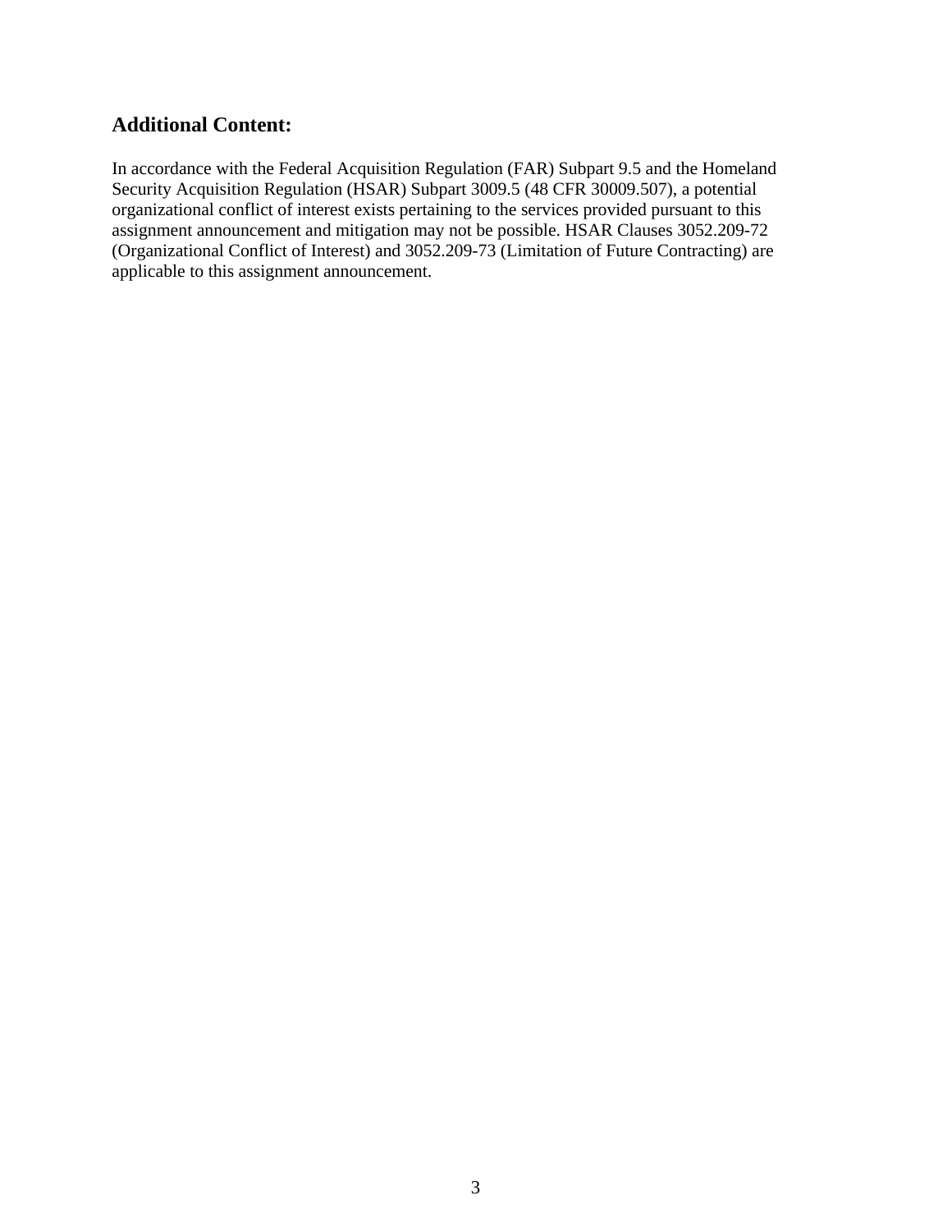## Additional Content:

In accordance with the Federal Acquisition Regulation (FAR) Subpart 9.5 and the Homeland Security Acquisition Regulation (HSAR) Subpart 3009.5 (48 CFR 30009.507), a potential organizational conflict of interest exists pertaining to the services provided pursuant to this assignment announcement and mitigation may not be possible. HSAR Clauses 3052.209-72 (Organizational Conflict of Interest) and 3052.209-73 (Limitation of Future Contracting) are applicable to this assignment announcement.